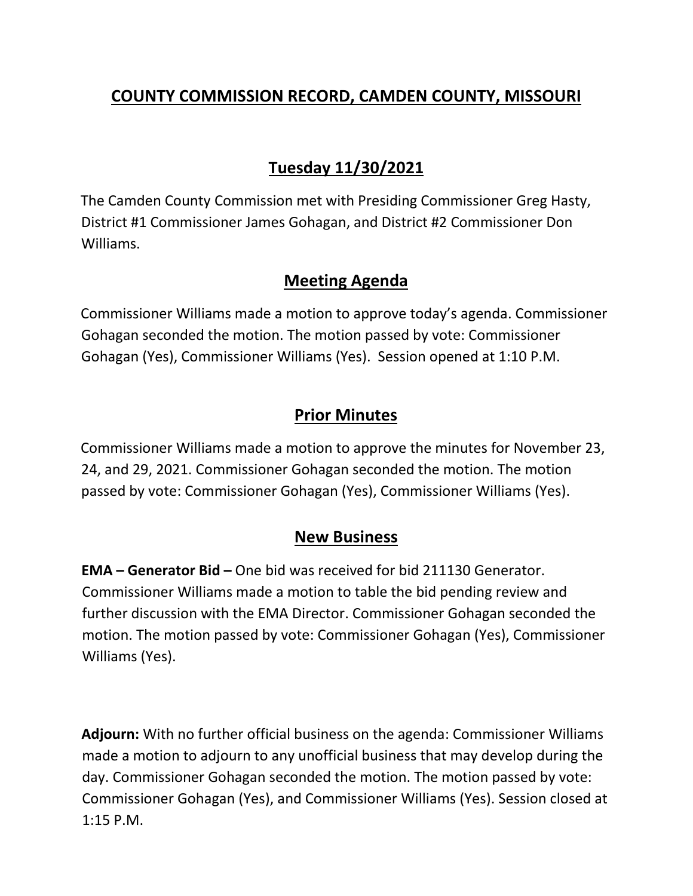# COUNTY COMMISSION RECORD, CAMDEN COUNTY, MISSOURI

## Tuesday 11/30/2021

The Camden County Commission met with Presiding Commissioner Greg Hasty, District #1 Commissioner James Gohagan, and District #2 Commissioner Don Williams.

## Meeting Agenda

Commissioner Williams made a motion to approve today's agenda. Commissioner Gohagan seconded the motion. The motion passed by vote: Commissioner Gohagan (Yes), Commissioner Williams (Yes). Session opened at 1:10 P.M.

## Prior Minutes

Commissioner Williams made a motion to approve the minutes for November 23, 24, and 29, 2021. Commissioner Gohagan seconded the motion. The motion passed by vote: Commissioner Gohagan (Yes), Commissioner Williams (Yes).

## New Business

**EMA – Generator Bid –** One bid was received for bid 211130 Generator. Commissioner Williams made a motion to table the bid pending review and further discussion with the EMA Director. Commissioner Gohagan seconded the motion. The motion passed by vote: Commissioner Gohagan (Yes), Commissioner Williams (Yes).

**Adjourn:** With no further official business on the agenda: Commissioner Williams made a motion to adjourn to any unofficial business that may develop during the day. Commissioner Gohagan seconded the motion. The motion passed by vote: Commissioner Gohagan (Yes), and Commissioner Williams (Yes). Session closed at 1:15 P.M.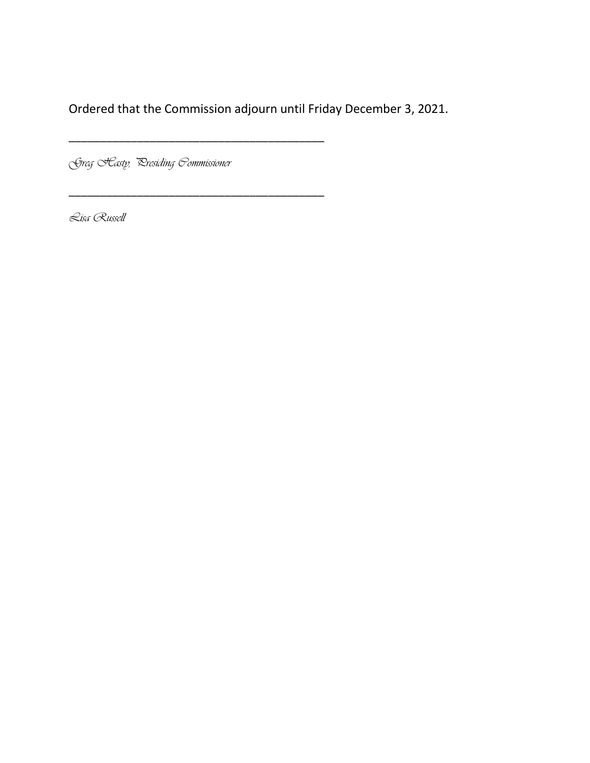Ordered that the Commission adjourn until Friday December 3, 2021.

___________________________________________

*Greg Hasty, Presiding Commissioner*

___________________________________________

*Lisa Russell*